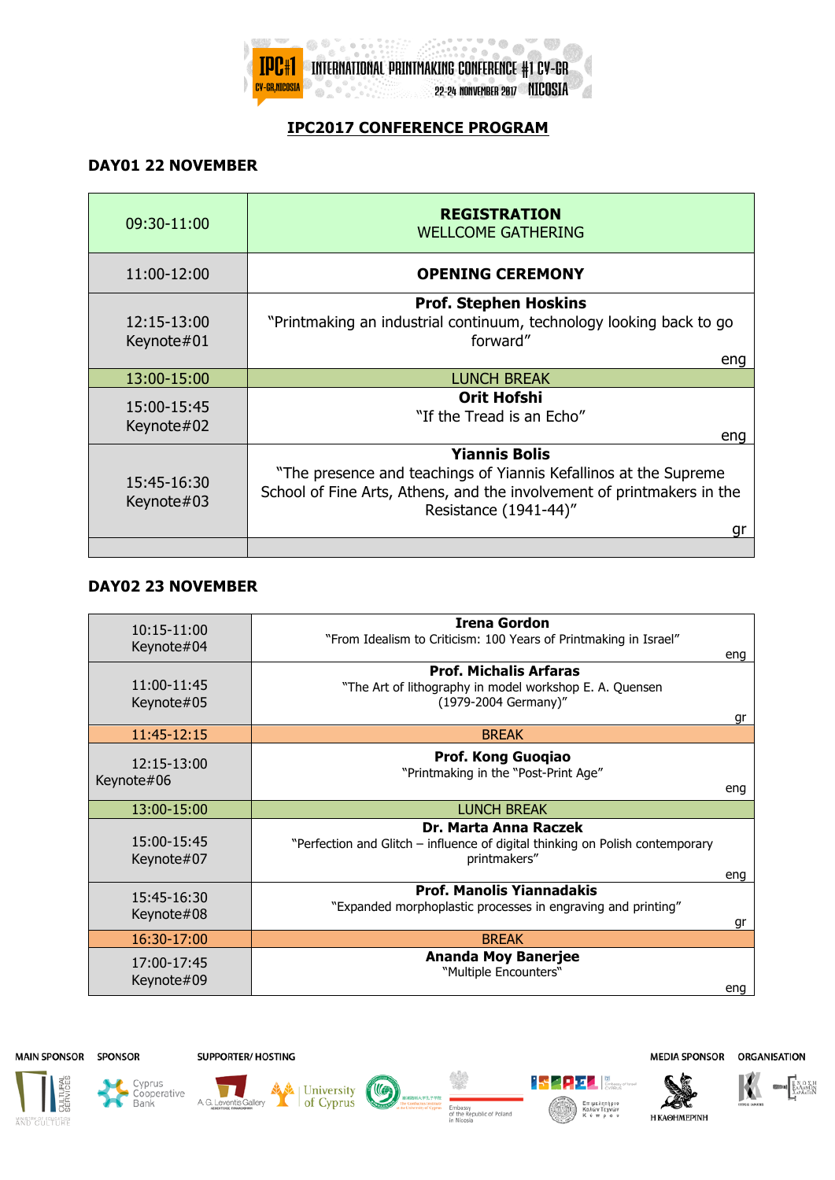IPC#1 CY-GR,NICOSIA — INTERNATIONAL PRINTMAKING CONFERENCE #1 CY-GR — 22-24 NOVEMBER 2017 NICOSIA

# IPC2017 CONFERENCE PROGRAM

## DAY01 22 NOVEMBER

| Time | Program |
|---|---|
| 09:30-11:00 | **REGISTRATION** WELLCOME GATHERING |
| 11:00-12:00 | **OPENING CEREMONY** |
| 12:15-13:00 Keynote#01 | **Prof. Stephen Hoskins** "Printmaking an industrial continuum, technology looking back to go forward" eng |
| 13:00-15:00 | LUNCH BREAK |
| 15:00-15:45 Keynote#02 | **Orit Hofshi** "If the Tread is an Echo" eng |
| 15:45-16:30 Keynote#03 | **Yiannis Bolis** "The presence and teachings of Yiannis Kefallinos at the Supreme School of Fine Arts, Athens, and the involvement of printmakers in the Resistance (1941-44)" gr |
| | |

## DAY02 23 NOVEMBER

| Time | Program |
|---|---|
| 10:15-11:00 Keynote#04 | **Irena Gordon** "From Idealism to Criticism: 100 Years of Printmaking in Israel" eng |
| 11:00-11:45 Keynote#05 | **Prof. Michalis Arfaras** "The Art of lithography in model workshop E. A. Quensen (1979-2004 Germany)" gr |
| 11:45-12:15 | BREAK |
| 12:15-13:00 Keynote#06 | **Prof. Kong Guoqiao** "Printmaking in the "Post-Print Age" eng |
| 13:00-15:00 | LUNCH BREAK |
| 15:00-15:45 Keynote#07 | **Dr. Marta Anna Raczek** "Perfection and Glitch – influence of digital thinking on Polish contemporary printmakers" eng |
| 15:45-16:30 Keynote#08 | **Prof. Manolis Yiannadakis** "Expanded morphoplastic processes in engraving and printing" gr |
| 16:30-17:00 | BREAK |
| 17:00-17:45 Keynote#09 | **Ananda Moy Banerjee** "Multiple Encounters" eng |

MAIN SPONSOR: Cultural Services, Ministry of Education and Culture — SPONSOR: Cyprus Cooperative Bank — SUPPORTER/ HOSTING: A. G. Leventis Gallery, University of Cyprus, The Confucius Institute at the University of Cyprus, Embassy of the Republic of Poland in Nicosia, Israel Embassy of Israel Cyprus, Επιμελητήριο Καλών Τεχνών Κύπρου — MEDIA SPONSOR: Η ΚΑΘΗΜΕΡΙΝΗ — ORGANISATION: Cyprus Diamond, Ένωση Χαρακτών Ελλάδος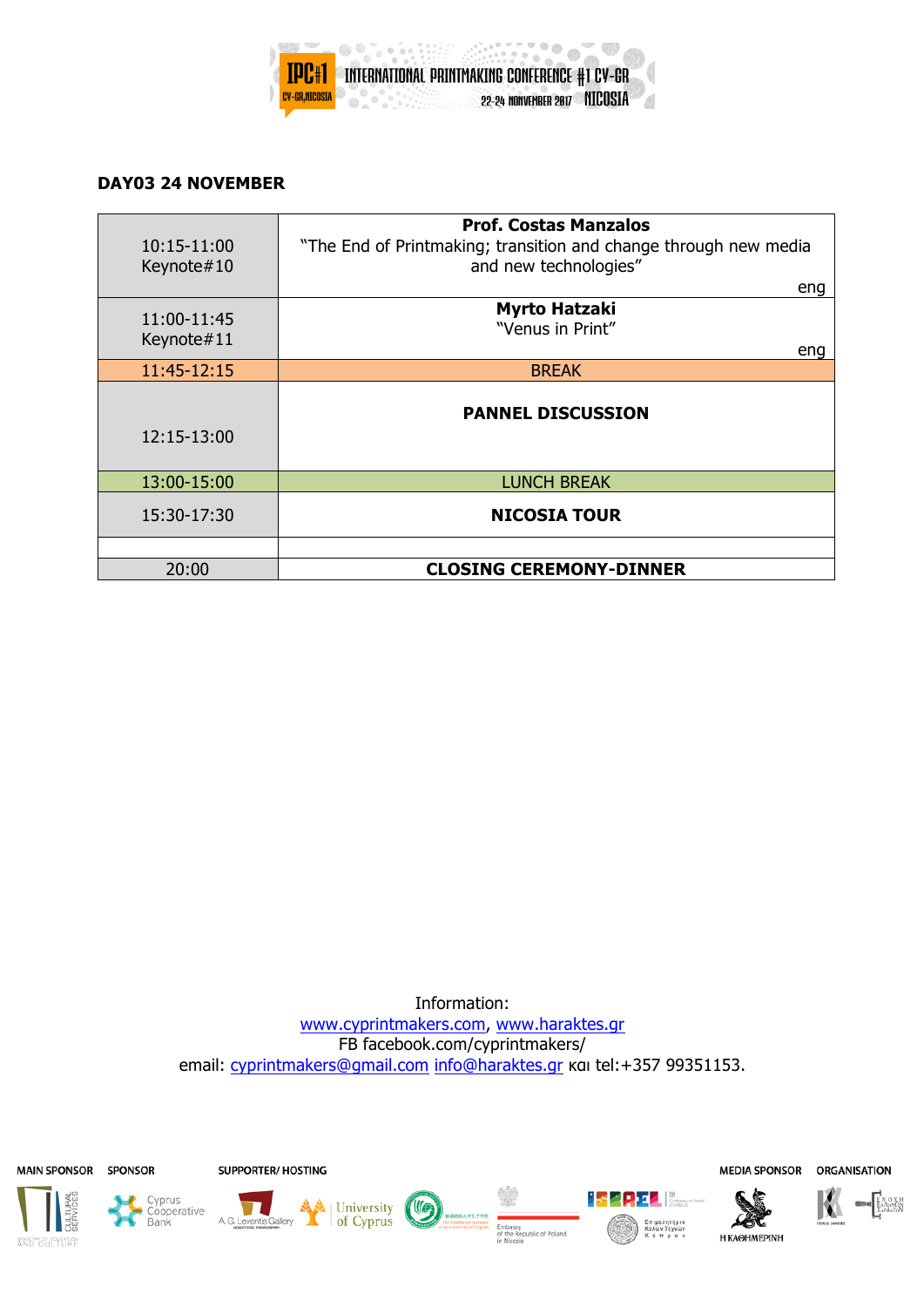**DAY03 24 NOVEMBER**

| | |
|---|---|
| 10:15-11:00 Keynote#10 | **Prof. Costas Manzalos** "The End of Printmaking; transition and change through new media and new technologies" eng |
| 11:00-11:45 Keynote#11 | **Myrto Hatzaki** "Venus in Print" eng |
| 11:45-12:15 | BREAK |
| 12:15-13:00 | **PANNEL DISCUSSION** |
| 13:00-15:00 | LUNCH BREAK |
| 15:30-17:30 | **NICOSIA TOUR** |
| | |
| 20:00 | **CLOSING CEREMONY-DINNER** |

Information:
www.cyprintmakers.com, www.haraktes.gr
FB facebook.com/cyprintmakers/
email: cyprintmakers@gmail.com info@haraktes.gr και tel:+357 99351153.

MAIN SPONSOR SPONSOR SUPPORTER/ HOSTING MEDIA SPONSOR ORGANISATION